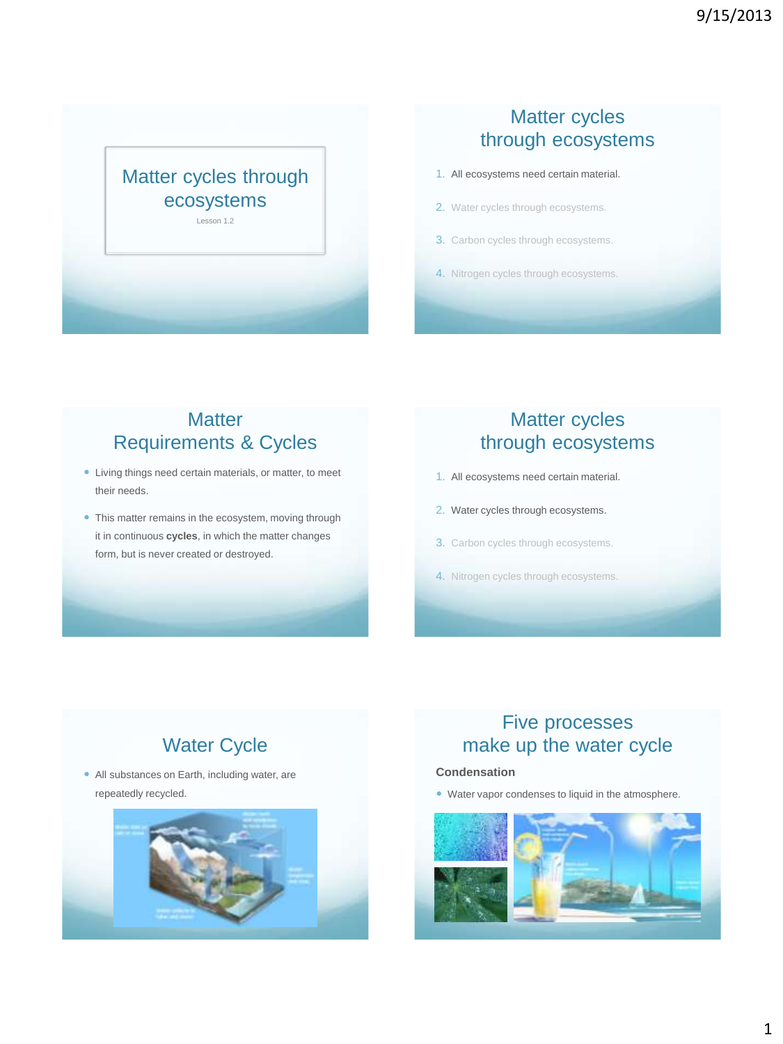# Matter cycles through ecosystems

Lesson 1.2

## Matter cycles through ecosystems

1. All ecosystems need certain material.
2. Water cycles through ecosystems.
3. Carbon cycles through ecosystems.
4. Nitrogen cycles through ecosystems.

## Matter Requirements & Cycles

- Living things need certain materials, or matter, to meet their needs.
- This matter remains in the ecosystem, moving through it in continuous **cycles**, in which the matter changes form, but is never created or destroyed.

## Matter cycles through ecosystems

1. All ecosystems need certain material.
2. Water cycles through ecosystems.
3. Carbon cycles through ecosystems.
4. Nitrogen cycles through ecosystems.

## Water Cycle

- All substances on Earth, including water, are repeatedly recycled.

## Five processes make up the water cycle

**Condensation**

- Water vapor condenses to liquid in the atmosphere.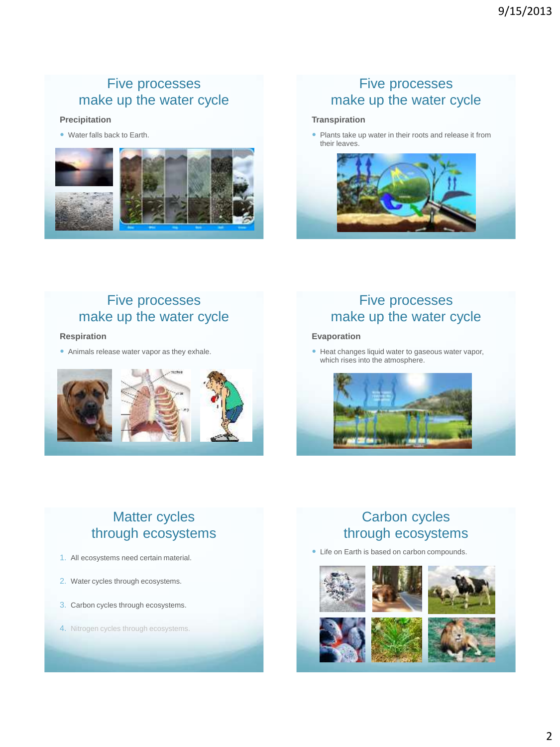## Five processes make up the water cycle

**Precipitation**

- Water falls back to Earth.

## Five processes make up the water cycle

**Transpiration**

- Plants take up water in their roots and release it from their leaves.

## Five processes make up the water cycle

**Respiration**

- Animals release water vapor as they exhale.

## Five processes make up the water cycle

**Evaporation**

- Heat changes liquid water to gaseous water vapor, which rises into the atmosphere.

## Matter cycles through ecosystems

1. All ecosystems need certain material.
2. Water cycles through ecosystems.
3. Carbon cycles through ecosystems.
4. Nitrogen cycles through ecosystems.

## Carbon cycles through ecosystems

- Life on Earth is based on carbon compounds.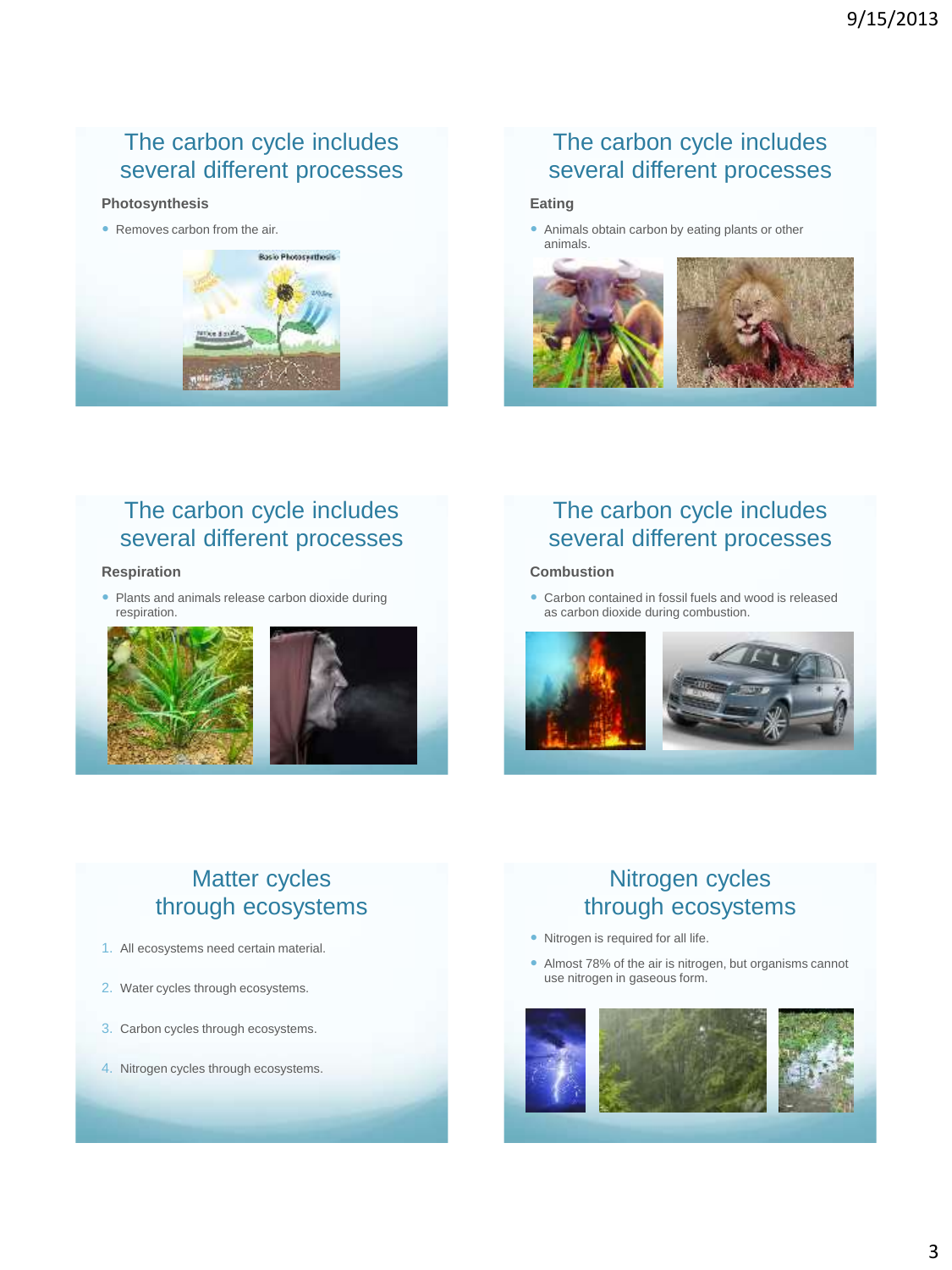## The carbon cycle includes several different processes

**Photosynthesis**

- Removes carbon from the air.

## The carbon cycle includes several different processes

**Eating**

- Animals obtain carbon by eating plants or other animals.

## The carbon cycle includes several different processes

**Respiration**

- Plants and animals release carbon dioxide during respiration.

## The carbon cycle includes several different processes

**Combustion**

- Carbon contained in fossil fuels and wood is released as carbon dioxide during combustion.

## Matter cycles through ecosystems

1. All ecosystems need certain material.
2. Water cycles through ecosystems.
3. Carbon cycles through ecosystems.
4. Nitrogen cycles through ecosystems.

## Nitrogen cycles through ecosystems

- Nitrogen is required for all life.
- Almost 78% of the air is nitrogen, but organisms cannot use nitrogen in gaseous form.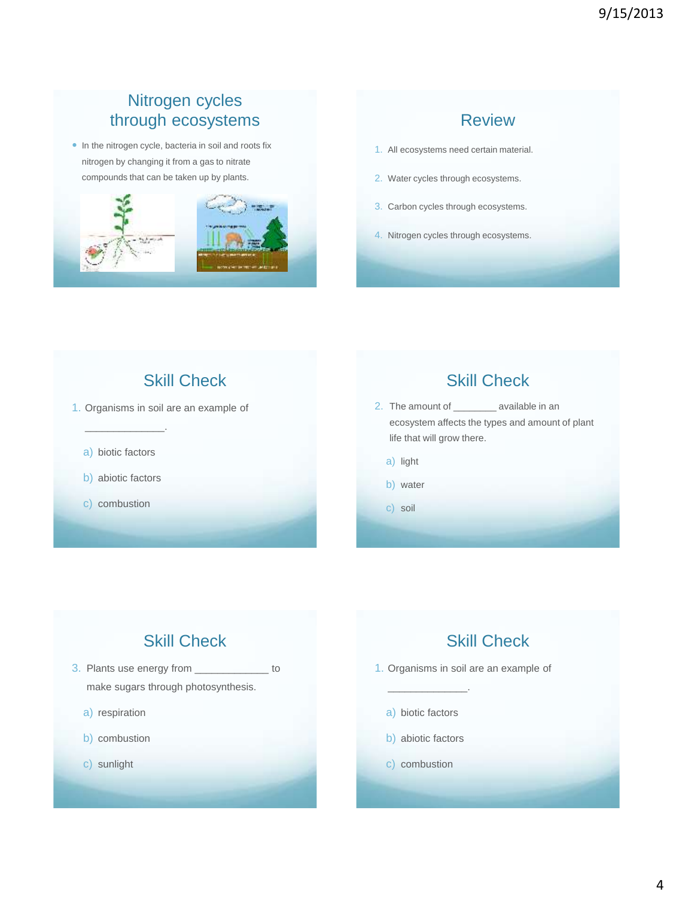## Nitrogen cycles through ecosystems

- In the nitrogen cycle, bacteria in soil and roots fix nitrogen by changing it from a gas to nitrate compounds that can be taken up by plants.

## Review

1. All ecosystems need certain material.
2. Water cycles through ecosystems.
3. Carbon cycles through ecosystems.
4. Nitrogen cycles through ecosystems.

## Skill Check

1. Organisms in soil are an example of _____________.
   a) biotic factors
   b) abiotic factors
   c) combustion

## Skill Check

2. The amount of ________ available in an ecosystem affects the types and amount of plant life that will grow there.
   a) light
   b) water
   c) soil

## Skill Check

3. Plants use energy from ____________ to make sugars through photosynthesis.
   a) respiration
   b) combustion
   c) sunlight

## Skill Check

1. Organisms in soil are an example of _____________.
   a) biotic factors
   b) abiotic factors
   c) combustion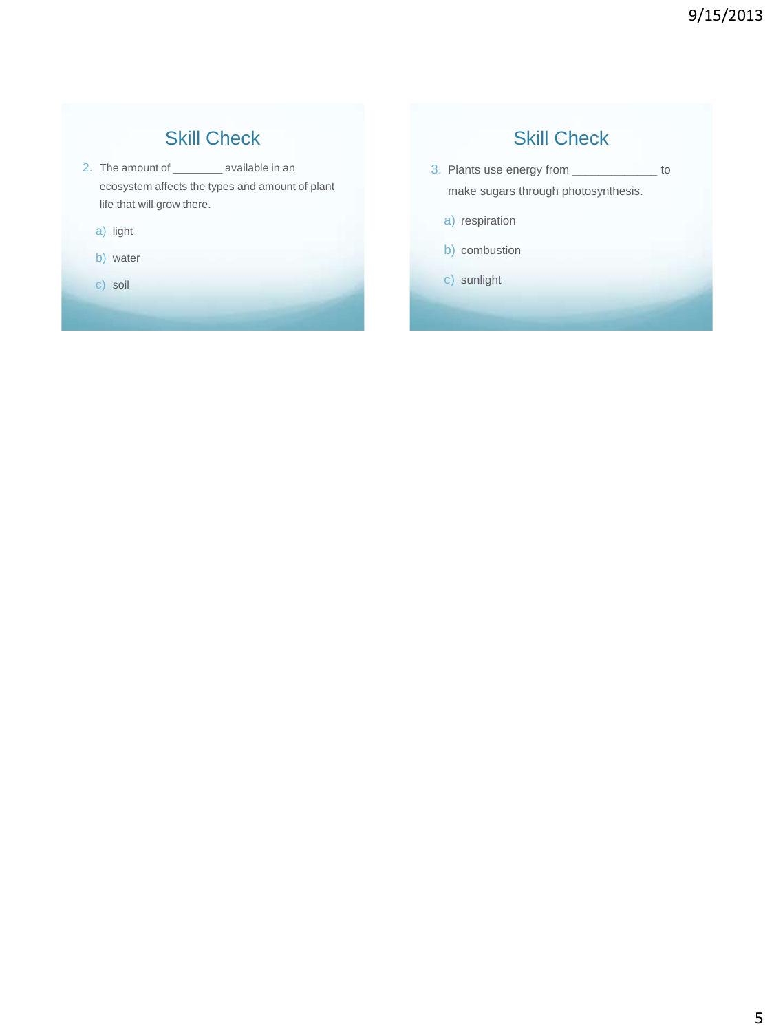## Skill Check

2. The amount of ________ available in an ecosystem affects the types and amount of plant life that will grow there.

   a) light

   b) water

   c) soil

## Skill Check

3. Plants use energy from _____________ to make sugars through photosynthesis.

   a) respiration

   b) combustion

   c) sunlight